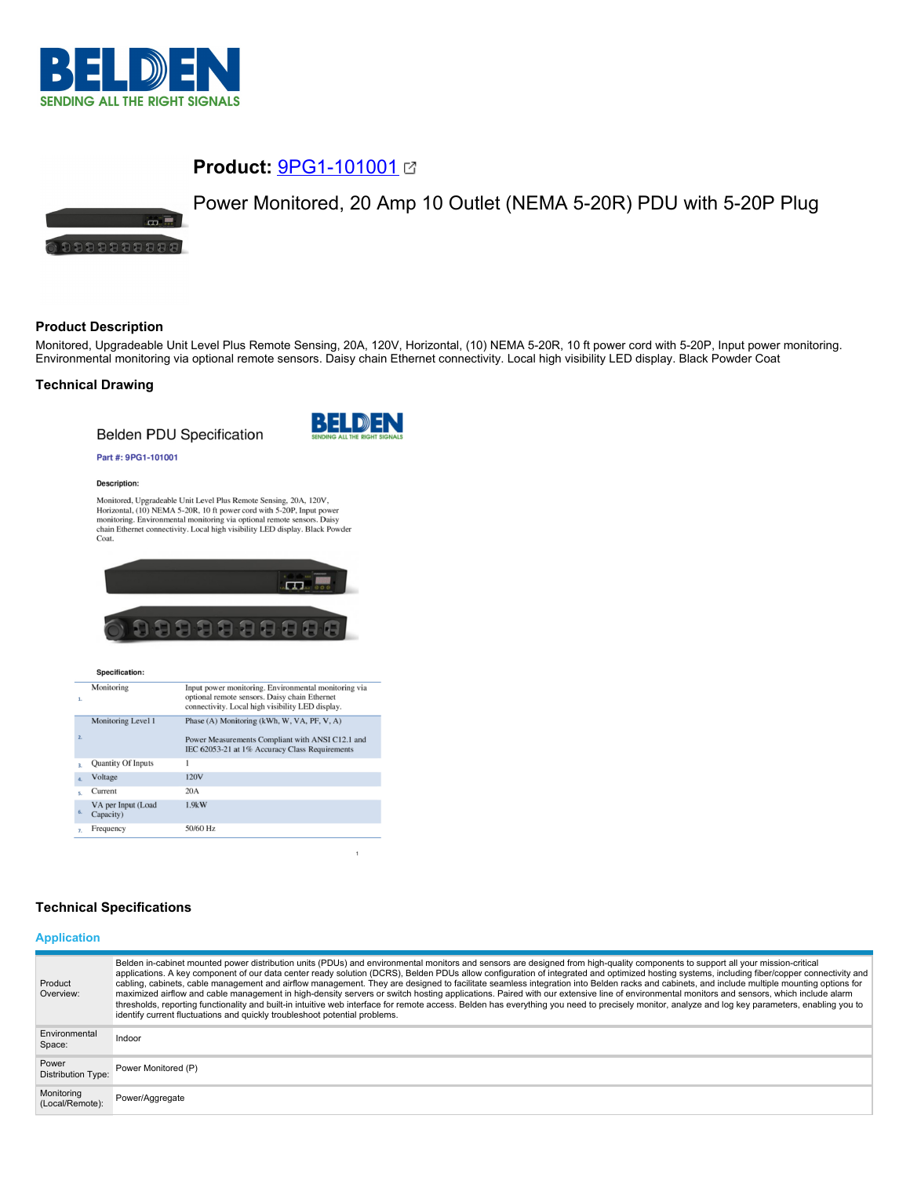## Product: 9PG1-101001

Power Monitored, 20 Amp 10 Outlet (NEMA 5-20R) PDU with 5-20P Plug

### Product Description

Monitored, Upgradeable Unit Level Plus Remote Sensing, 20A, 120V, Horizontal, (10) NEMA 5-20R, 10 ft power cord with 5-20P, Input power monitoring. Environmental monitoring via optional remote sensors. Daisy chain Ethernet connectivity. Local high visibility LED display. Black Powder Coat

### Technical Drawing

Belden PDU Specification

Part #: 9PG1-101001

**Description:**

Monitored, Upgradeable Unit Level Plus Remote Sensing, 20A, 120V, Horizontal, (10) NEMA 5-20R, 10 ft power cord with 5-20P, Input power monitoring. Environmental monitoring via optional remote sensors. Daisy chain Ethernet connectivity. Local high visibility LED display. Black Powder Coat.

**Specification:**

| # | Item | Value |
|---|---|---|
| 1. | Monitoring | Input power monitoring. Environmental monitoring via optional remote sensors. Daisy chain Ethernet connectivity. Local high visibility LED display. |
| 2. | Monitoring Level 1 | Phase (A) Monitoring (kWh, W, VA, PF, V, A)<br>Power Measurements Compliant with ANSI C12.1 and IEC 62053-21 at 1% Accuracy Class Requirements |
| 3. | Quantity Of Inputs | 1 |
| 4. | Voltage | 120V |
| 5. | Current | 20A |
| 6. | VA per Input (Load Capacity) | 1.9kW |
| 7. | Frequency | 50/60 Hz |

### Technical Specifications

#### Application

| | |
|---|---|
| Product Overview: | Belden in-cabinet mounted power distribution units (PDUs) and environmental monitors and sensors are designed from high-quality components to support all your mission-critical applications. A key component of our data center ready solution (DCRS), Belden PDUs allow configuration of integrated and optimized hosting systems, including fiber/copper connectivity and cabling, cabinets, cable management and airflow management. They are designed to facilitate seamless integration into Belden racks and cabinets, and include multiple mounting options for maximized airflow and cable management in high-density servers or switch hosting applications. Paired with our extensive line of environmental monitors and sensors, which include alarm thresholds, reporting functionality and built-in intuitive web interface for remote access. Belden has everything you need to precisely monitor, analyze and log key parameters, enabling you to identify current fluctuations and quickly troubleshoot potential problems. |
| Environmental Space: | Indoor |
| Power Distribution Type: | Power Monitored (P) |
| Monitoring (Local/Remote): | Power/Aggregate |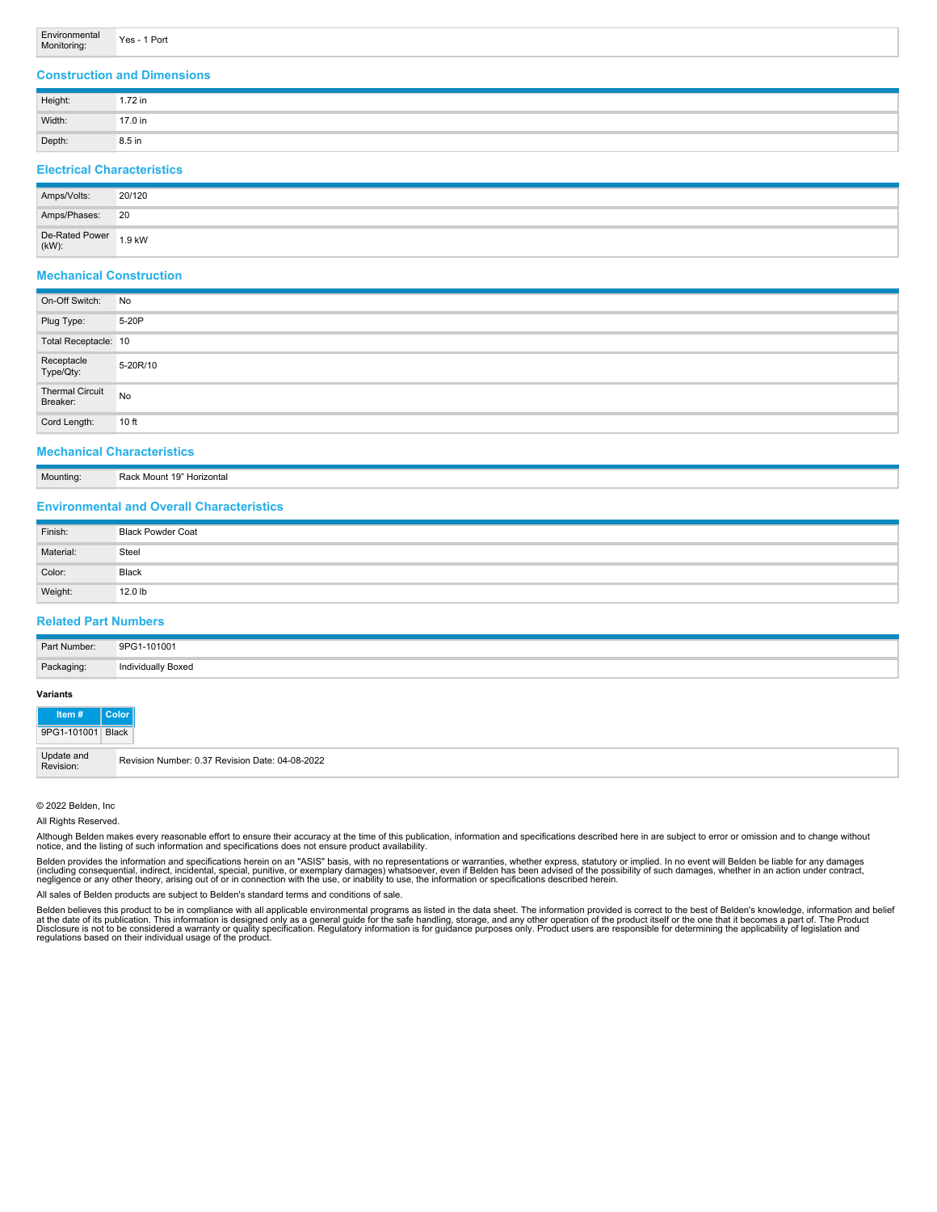| | |
|---|---|
| Environmental Monitoring: | Yes - 1 Port |

## Construction and Dimensions

| | |
|---|---|
| Height: | 1.72 in |
| Width: | 17.0 in |
| Depth: | 8.5 in |

## Electrical Characteristics

| | |
|---|---|
| Amps/Volts: | 20/120 |
| Amps/Phases: | 20 |
| De-Rated Power (kW): | 1.9 kW |

## Mechanical Construction

| | |
|---|---|
| On-Off Switch: | No |
| Plug Type: | 5-20P |
| Total Receptacle: | 10 |
| Receptacle Type/Qty: | 5-20R/10 |
| Thermal Circuit Breaker: | No |
| Cord Length: | 10 ft |

## Mechanical Characteristics

| | |
|---|---|
| Mounting: | Rack Mount 19" Horizontal |

## Environmental and Overall Characteristics

| | |
|---|---|
| Finish: | Black Powder Coat |
| Material: | Steel |
| Color: | Black |
| Weight: | 12.0 lb |

## Related Part Numbers

| | |
|---|---|
| Part Number: | 9PG1-101001 |
| Packaging: | Individually Boxed |

**Variants**

| Item # | Color |
|---|---|
| 9PG1-101001 | Black |

| | |
|---|---|
| Update and Revision: | Revision Number: 0.37 Revision Date: 04-08-2022 |

© 2022 Belden, Inc

All Rights Reserved.

Although Belden makes every reasonable effort to ensure their accuracy at the time of this publication, information and specifications described here in are subject to error or omission and to change without notice, and the listing of such information and specifications does not ensure product availability.

Belden provides the information and specifications herein on an "ASIS" basis, with no representations or warranties, whether express, statutory or implied. In no event will Belden be liable for any damages (including consequential, indirect, incidental, special, punitive, or exemplary damages) whatsoever, even if Belden has been advised of the possibility of such damages, whether in an action under contract, negligence or any other theory, arising out of or in connection with the use, or inability to use, the information or specifications described herein.

All sales of Belden products are subject to Belden's standard terms and conditions of sale.

Belden believes this product to be in compliance with all applicable environmental programs as listed in the data sheet. The information provided is correct to the best of Belden's knowledge, information and belief at the date of its publication. This information is designed only as a general guide for the safe handling, storage, and any other operation of the product itself or the one that it becomes a part of. The Product Disclosure is not to be considered a warranty or quality specification. Regulatory information is for guidance purposes only. Product users are responsible for determining the applicability of legislation and regulations based on their individual usage of the product.